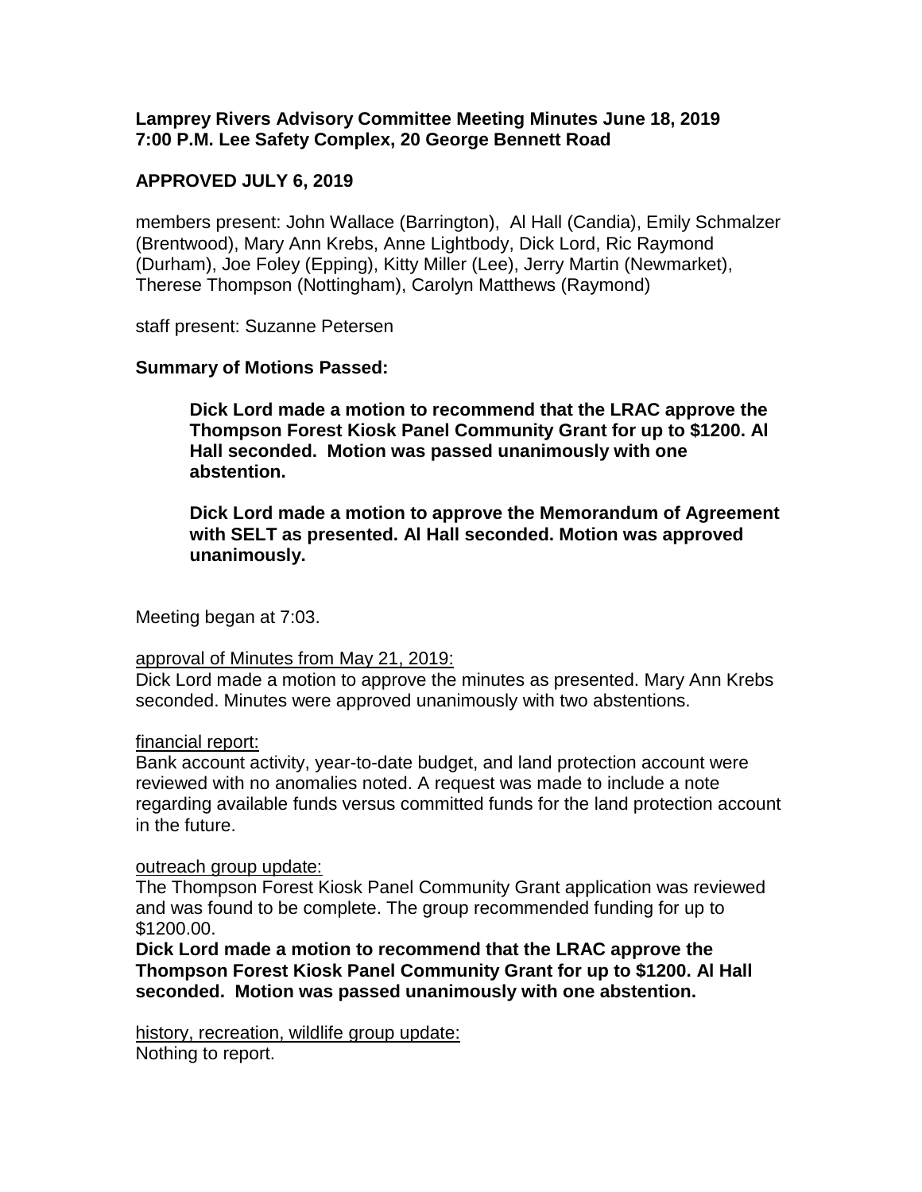**Lamprey Rivers Advisory Committee Meeting Minutes June 18, 2019**
**7:00 P.M. Lee Safety Complex, 20 George Bennett Road**

**APPROVED JULY 6, 2019**

members present: John Wallace (Barrington), Al Hall (Candia), Emily Schmalzer (Brentwood), Mary Ann Krebs, Anne Lightbody, Dick Lord, Ric Raymond (Durham), Joe Foley (Epping), Kitty Miller (Lee), Jerry Martin (Newmarket), Therese Thompson (Nottingham), Carolyn Matthews (Raymond)

staff present: Suzanne Petersen

**Summary of Motions Passed:**

> **Dick Lord made a motion to recommend that the LRAC approve the Thompson Forest Kiosk Panel Community Grant for up to $1200. Al Hall seconded. Motion was passed unanimously with one abstention.**
>
> **Dick Lord made a motion to approve the Memorandum of Agreement with SELT as presented. Al Hall seconded. Motion was approved unanimously.**

Meeting began at 7:03.

approval of Minutes from May 21, 2019:

Dick Lord made a motion to approve the minutes as presented. Mary Ann Krebs seconded. Minutes were approved unanimously with two abstentions.

financial report:

Bank account activity, year-to-date budget, and land protection account were reviewed with no anomalies noted. A request was made to include a note regarding available funds versus committed funds for the land protection account in the future.

outreach group update:

The Thompson Forest Kiosk Panel Community Grant application was reviewed and was found to be complete. The group recommended funding for up to $1200.00.

**Dick Lord made a motion to recommend that the LRAC approve the Thompson Forest Kiosk Panel Community Grant for up to $1200. Al Hall seconded. Motion was passed unanimously with one abstention.**

history, recreation, wildlife group update:

Nothing to report.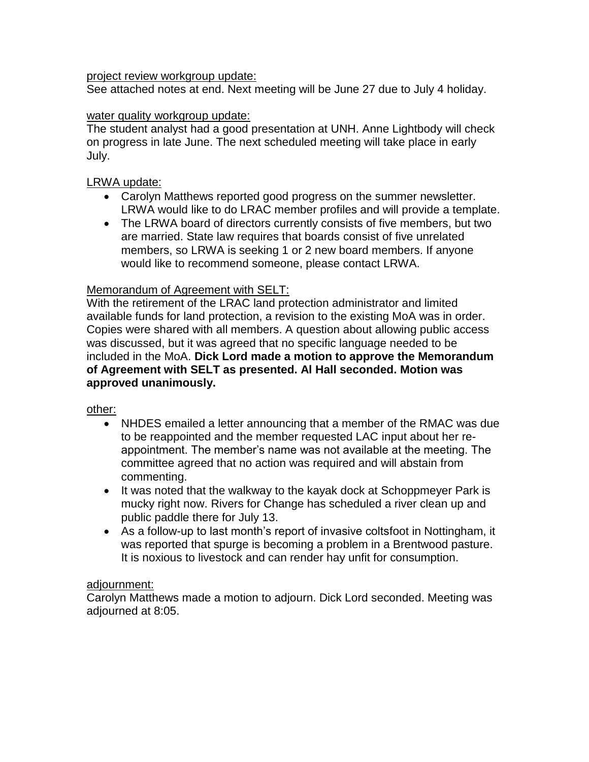project review workgroup update:

See attached notes at end. Next meeting will be June 27 due to July 4 holiday.

water quality workgroup update:

The student analyst had a good presentation at UNH. Anne Lightbody will check on progress in late June. The next scheduled meeting will take place in early July.

LRWA update:

- Carolyn Matthews reported good progress on the summer newsletter. LRWA would like to do LRAC member profiles and will provide a template.
- The LRWA board of directors currently consists of five members, but two are married. State law requires that boards consist of five unrelated members, so LRWA is seeking 1 or 2 new board members. If anyone would like to recommend someone, please contact LRWA.

Memorandum of Agreement with SELT:

With the retirement of the LRAC land protection administrator and limited available funds for land protection, a revision to the existing MoA was in order. Copies were shared with all members. A question about allowing public access was discussed, but it was agreed that no specific language needed to be included in the MoA. **Dick Lord made a motion to approve the Memorandum of Agreement with SELT as presented. Al Hall seconded. Motion was approved unanimously.**

other:

- NHDES emailed a letter announcing that a member of the RMAC was due to be reappointed and the member requested LAC input about her re-appointment. The member's name was not available at the meeting. The committee agreed that no action was required and will abstain from commenting.
- It was noted that the walkway to the kayak dock at Schoppmeyer Park is mucky right now. Rivers for Change has scheduled a river clean up and public paddle there for July 13.
- As a follow-up to last month's report of invasive coltsfoot in Nottingham, it was reported that spurge is becoming a problem in a Brentwood pasture. It is noxious to livestock and can render hay unfit for consumption.

adjournment:

Carolyn Matthews made a motion to adjourn. Dick Lord seconded. Meeting was adjourned at 8:05.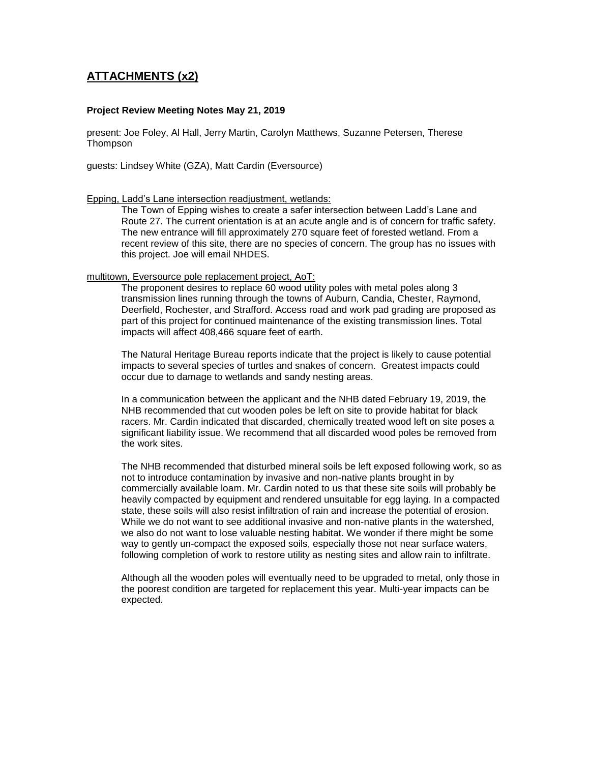## **ATTACHMENTS (x2)**

**Project Review Meeting Notes May 21, 2019**

present: Joe Foley, Al Hall, Jerry Martin, Carolyn Matthews, Suzanne Petersen, Therese Thompson

guests: Lindsey White (GZA), Matt Cardin (Eversource)

<u>Epping, Ladd's Lane intersection readjustment, wetlands:</u>

The Town of Epping wishes to create a safer intersection between Ladd's Lane and Route 27. The current orientation is at an acute angle and is of concern for traffic safety. The new entrance will fill approximately 270 square feet of forested wetland. From a recent review of this site, there are no species of concern. The group has no issues with this project. Joe will email NHDES.

<u>multitown, Eversource pole replacement project, AoT:</u>

The proponent desires to replace 60 wood utility poles with metal poles along 3 transmission lines running through the towns of Auburn, Candia, Chester, Raymond, Deerfield, Rochester, and Strafford. Access road and work pad grading are proposed as part of this project for continued maintenance of the existing transmission lines. Total impacts will affect 408,466 square feet of earth.

The Natural Heritage Bureau reports indicate that the project is likely to cause potential impacts to several species of turtles and snakes of concern. Greatest impacts could occur due to damage to wetlands and sandy nesting areas.

In a communication between the applicant and the NHB dated February 19, 2019, the NHB recommended that cut wooden poles be left on site to provide habitat for black racers. Mr. Cardin indicated that discarded, chemically treated wood left on site poses a significant liability issue. We recommend that all discarded wood poles be removed from the work sites.

The NHB recommended that disturbed mineral soils be left exposed following work, so as not to introduce contamination by invasive and non-native plants brought in by commercially available loam. Mr. Cardin noted to us that these site soils will probably be heavily compacted by equipment and rendered unsuitable for egg laying. In a compacted state, these soils will also resist infiltration of rain and increase the potential of erosion. While we do not want to see additional invasive and non-native plants in the watershed, we also do not want to lose valuable nesting habitat. We wonder if there might be some way to gently un-compact the exposed soils, especially those not near surface waters, following completion of work to restore utility as nesting sites and allow rain to infiltrate.

Although all the wooden poles will eventually need to be upgraded to metal, only those in the poorest condition are targeted for replacement this year. Multi-year impacts can be expected.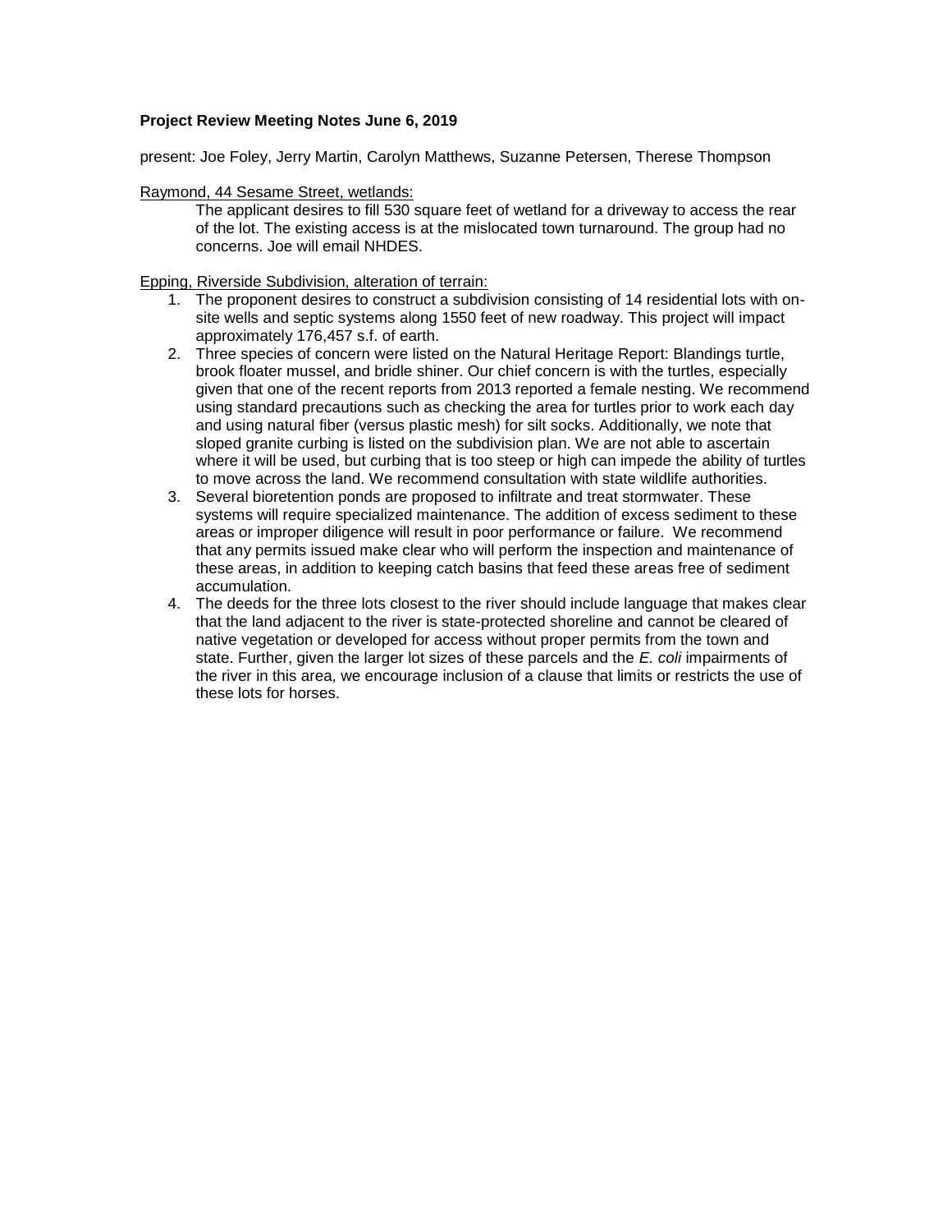**Project Review Meeting Notes June 6, 2019**

present: Joe Foley, Jerry Martin, Carolyn Matthews, Suzanne Petersen, Therese Thompson

<u>Raymond, 44 Sesame Street, wetlands:</u>

The applicant desires to fill 530 square feet of wetland for a driveway to access the rear of the lot. The existing access is at the mislocated town turnaround. The group had no concerns. Joe will email NHDES.

<u>Epping, Riverside Subdivision, alteration of terrain:</u>

1. The proponent desires to construct a subdivision consisting of 14 residential lots with on-site wells and septic systems along 1550 feet of new roadway. This project will impact approximately 176,457 s.f. of earth.
2. Three species of concern were listed on the Natural Heritage Report: Blandings turtle, brook floater mussel, and bridle shiner. Our chief concern is with the turtles, especially given that one of the recent reports from 2013 reported a female nesting. We recommend using standard precautions such as checking the area for turtles prior to work each day and using natural fiber (versus plastic mesh) for silt socks. Additionally, we note that sloped granite curbing is listed on the subdivision plan. We are not able to ascertain where it will be used, but curbing that is too steep or high can impede the ability of turtles to move across the land. We recommend consultation with state wildlife authorities.
3. Several bioretention ponds are proposed to infiltrate and treat stormwater. These systems will require specialized maintenance. The addition of excess sediment to these areas or improper diligence will result in poor performance or failure. We recommend that any permits issued make clear who will perform the inspection and maintenance of these areas, in addition to keeping catch basins that feed these areas free of sediment accumulation.
4. The deeds for the three lots closest to the river should include language that makes clear that the land adjacent to the river is state-protected shoreline and cannot be cleared of native vegetation or developed for access without proper permits from the town and state. Further, given the larger lot sizes of these parcels and the *E. coli* impairments of the river in this area, we encourage inclusion of a clause that limits or restricts the use of these lots for horses.